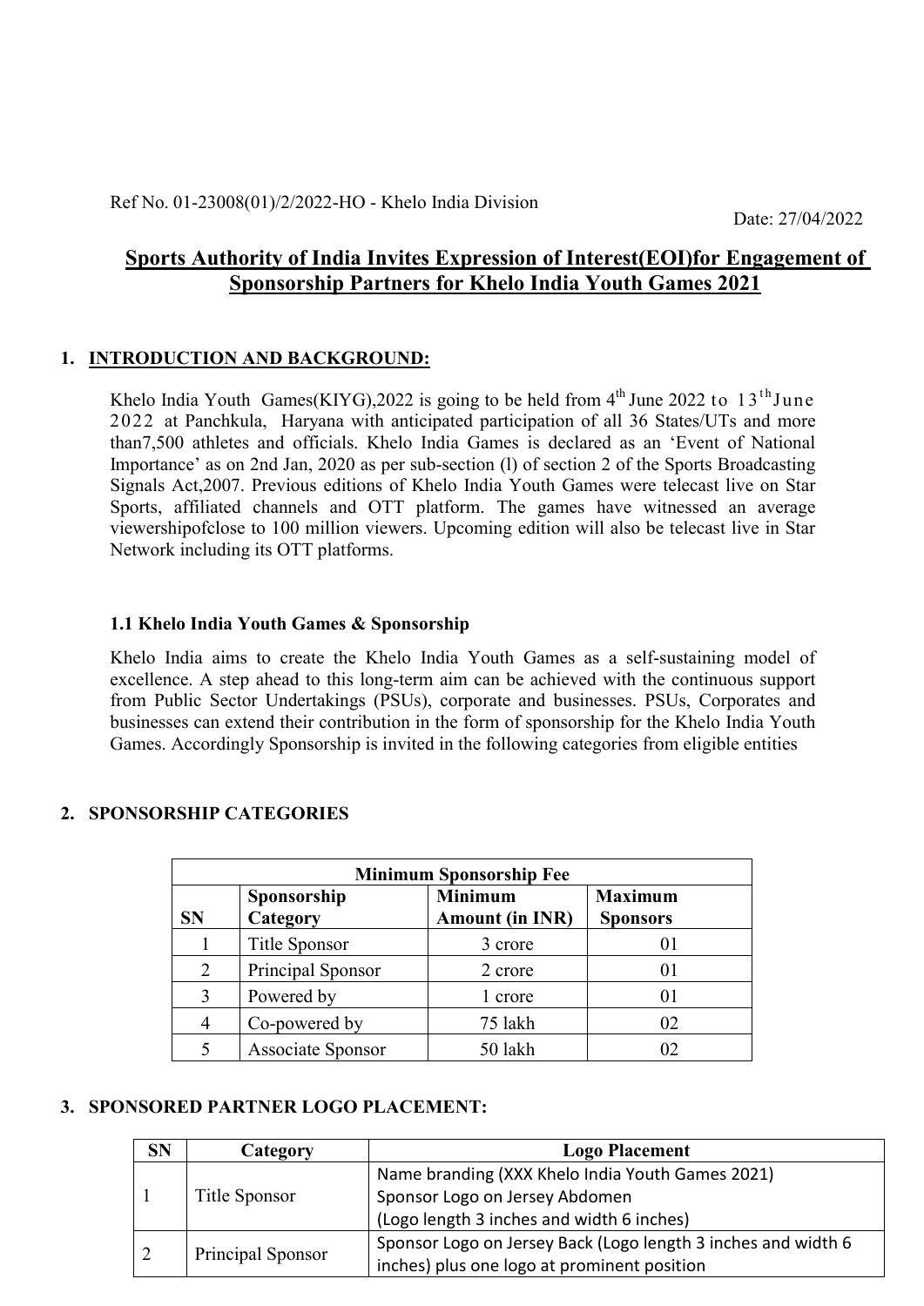Ref No. 01-23008(01)/2/2022-HO - Khelo India Division

Date: 27/04/2022

## Sports Authority of India Invites Expression of Interest(EOI)for Engagement of Sponsorship Partners for Khelo India Youth Games 2021

### 1. INTRODUCTION AND BACKGROUND:

Khelo India Youth Games(KIYG),2022 is going to be held from 4th June 2022 to 13th June 2022 at Panchkula, Haryana with anticipated participation of all 36 States/UTs and more than7,500 athletes and officials. Khelo India Games is declared as an 'Event of National Importance' as on 2nd Jan, 2020 as per sub-section (l) of section 2 of the Sports Broadcasting Signals Act,2007. Previous editions of Khelo India Youth Games were telecast live on Star Sports, affiliated channels and OTT platform. The games have witnessed an average viewershipofclose to 100 million viewers. Upcoming edition will also be telecast live in Star Network including its OTT platforms.

#### 1.1 Khelo India Youth Games & Sponsorship

Khelo India aims to create the Khelo India Youth Games as a self-sustaining model of excellence. A step ahead to this long-term aim can be achieved with the continuous support from Public Sector Undertakings (PSUs), corporate and businesses. PSUs, Corporates and businesses can extend their contribution in the form of sponsorship for the Khelo India Youth Games. Accordingly Sponsorship is invited in the following categories from eligible entities

### 2. SPONSORSHIP CATEGORIES

| Minimum Sponsorship Fee | | | |
|---|---|---|---|
| SN | Sponsorship Category | Minimum Amount (in INR) | Maximum Sponsors |
| 1 | Title Sponsor | 3 crore | 01 |
| 2 | Principal Sponsor | 2 crore | 01 |
| 3 | Powered by | 1 crore | 01 |
| 4 | Co-powered by | 75 lakh | 02 |
| 5 | Associate Sponsor | 50 lakh | 02 |

### 3. SPONSORED PARTNER LOGO PLACEMENT:

| SN | Category | Logo Placement |
|---|---|---|
| 1 | Title Sponsor | Name branding (XXX Khelo India Youth Games 2021)<br>Sponsor Logo on Jersey Abdomen<br>(Logo length 3 inches and width 6 inches) |
| 2 | Principal Sponsor | Sponsor Logo on Jersey Back (Logo length 3 inches and width 6 inches) plus one logo at prominent position |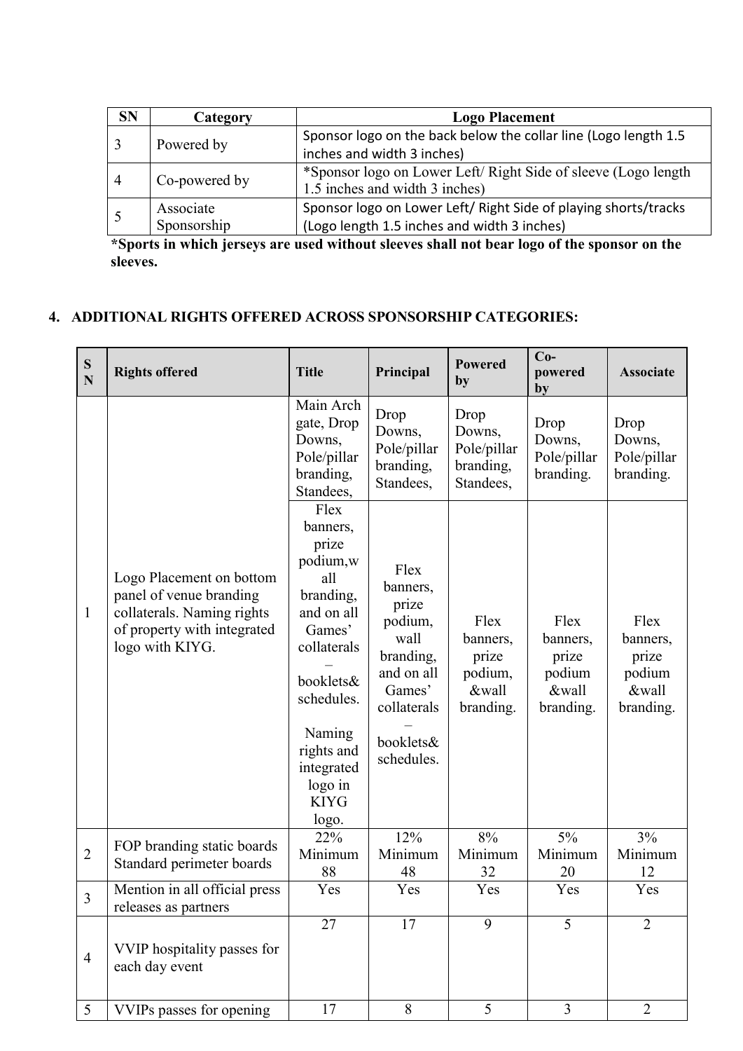| SN | Category | Logo Placement |
|---|---|---|
| 3 | Powered by | Sponsor logo on the back below the collar line (Logo length 1.5 inches and width 3 inches) |
| 4 | Co-powered by | *Sponsor logo on Lower Left/ Right Side of sleeve (Logo length 1.5 inches and width 3 inches) |
| 5 | Associate Sponsorship | Sponsor logo on Lower Left/ Right Side of playing shorts/tracks (Logo length 1.5 inches and width 3 inches) |

**\*Sports in which jerseys are used without sleeves shall not bear logo of the sponsor on the sleeves.**

## 4. ADDITIONAL RIGHTS OFFERED ACROSS SPONSORSHIP CATEGORIES:

| SN | Rights offered | Title | Principal | Powered by | Co-powered by | Associate |
|---|---|---|---|---|---|---|
| 1 | Logo Placement on bottom panel of venue branding collaterals. Naming rights of property with integrated logo with KIYG. | Main Arch gate, Drop Downs, Pole/pillar branding, Standees, | Drop Downs, Pole/pillar branding, Standees, | Drop Downs, Pole/pillar branding, Standees, | Drop Downs, Pole/pillar branding. | Drop Downs, Pole/pillar branding. |
| | | Flex banners, prize podium,wall branding, and on all Games' collaterals – booklets& schedules. Naming rights and integrated logo in KIYG logo. | Flex banners, prize podium, wall branding, and on all Games' collaterals – booklets& schedules. | Flex banners, prize podium, &wall branding. | Flex banners, prize podium &wall branding. | Flex banners, prize podium &wall branding. |
| 2 | FOP branding static boards Standard perimeter boards | 22% Minimum 88 | 12% Minimum 48 | 8% Minimum 32 | 5% Minimum 20 | 3% Minimum 12 |
| 3 | Mention in all official press releases as partners | Yes | Yes | Yes | Yes | Yes |
| 4 | VVIP hospitality passes for each day event | 27 | 17 | 9 | 5 | 2 |
| 5 | VVIPs passes for opening | 17 | 8 | 5 | 3 | 2 |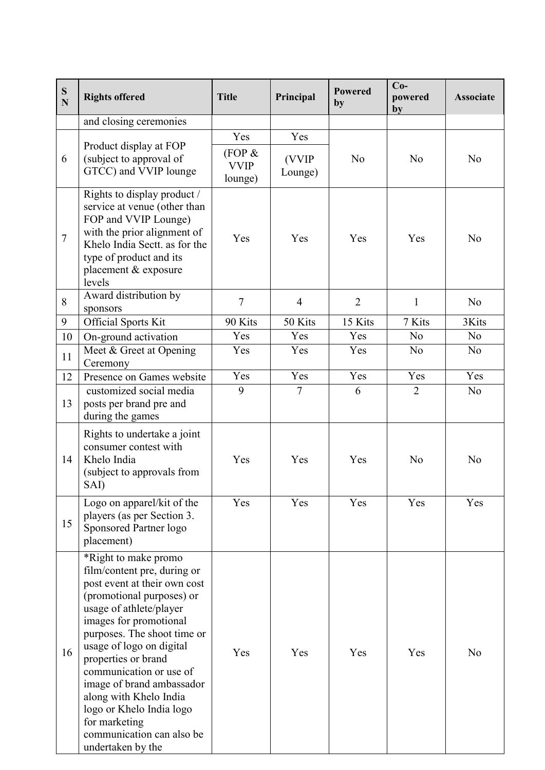| S N | Rights offered | Title | Principal | Powered by | Co-powered by | Associate |
|---|---|---|---|---|---|---|
| | and closing ceremonies | | | | | |
| 6 | Product display at FOP (subject to approval of GTCC) and VVIP lounge | Yes (FOP & VVIP lounge) | Yes (VVIP Lounge) | No | No | No |
| 7 | Rights to display product / service at venue (other than FOP and VVIP Lounge) with the prior alignment of Khelo India Sectt. as for the type of product and its placement & exposure levels | Yes | Yes | Yes | Yes | No |
| 8 | Award distribution by sponsors | 7 | 4 | 2 | 1 | No |
| 9 | Official Sports Kit | 90 Kits | 50 Kits | 15 Kits | 7 Kits | 3Kits |
| 10 | On-ground activation | Yes | Yes | Yes | No | No |
| 11 | Meet & Greet at Opening Ceremony | Yes | Yes | Yes | No | No |
| 12 | Presence on Games website | Yes | Yes | Yes | Yes | Yes |
| 13 | customized social media posts per brand pre and during the games | 9 | 7 | 6 | 2 | No |
| 14 | Rights to undertake a joint consumer contest with Khelo India (subject to approvals from SAI) | Yes | Yes | Yes | No | No |
| 15 | Logo on apparel/kit of the players (as per Section 3. Sponsored Partner logo placement) | Yes | Yes | Yes | Yes | Yes |
| 16 | *Right to make promo film/content pre, during or post event at their own cost (promotional purposes) or usage of athlete/player images for promotional purposes. The shoot time or usage of logo on digital properties or brand communication or use of image of brand ambassador along with Khelo India logo or Khelo India logo for marketing communication can also be undertaken by the | Yes | Yes | Yes | Yes | No |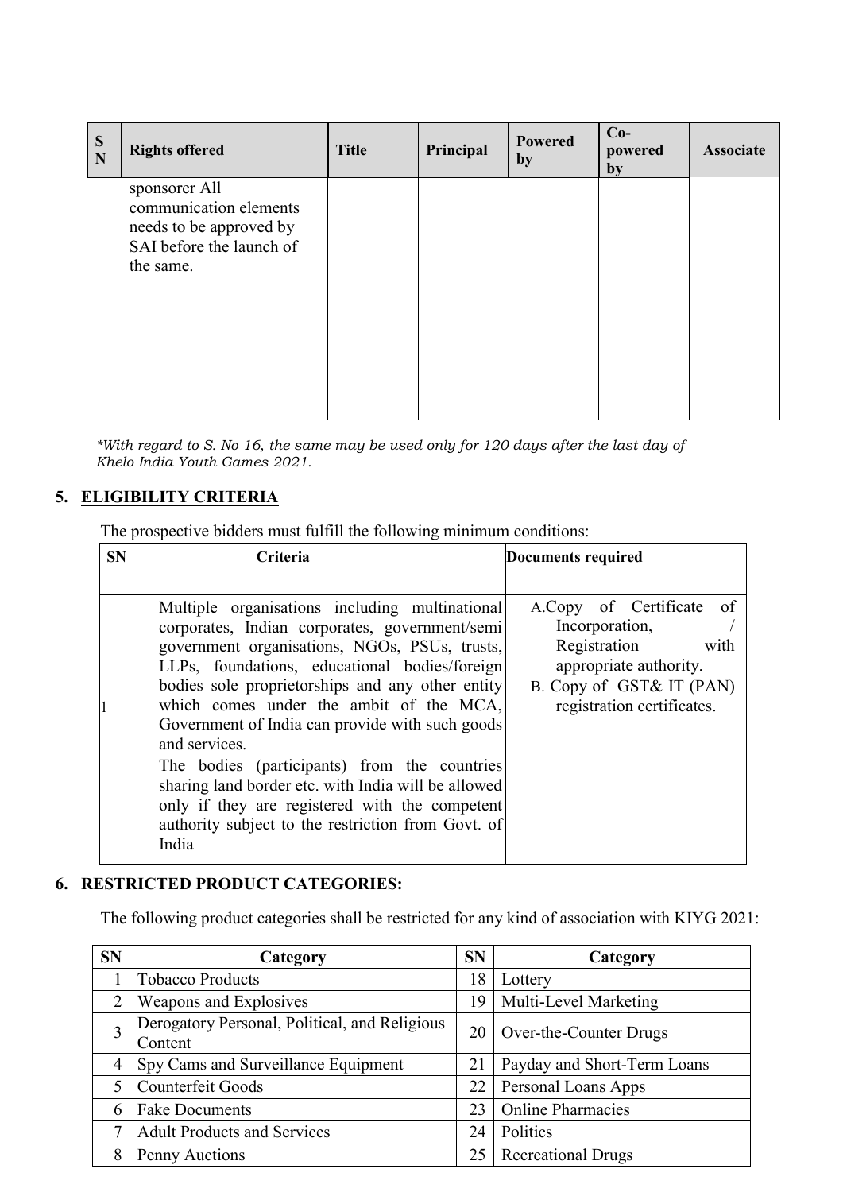| SN | Rights offered | Title | Principal | Powered by | Co-powered by | Associate |
|---|---|---|---|---|---|---|
| | sponsorer All communication elements needs to be approved by SAI before the launch of the same. | | | | | |

*\*With regard to S. No 16, the same may be used only for 120 days after the last day of Khelo India Youth Games 2021.*

## 5. ELIGIBILITY CRITERIA

The prospective bidders must fulfill the following minimum conditions:

| SN | Criteria | Documents required |
|---|---|---|
| 1 | Multiple organisations including multinational corporates, Indian corporates, government/semi government organisations, NGOs, PSUs, trusts, LLPs, foundations, educational bodies/foreign bodies sole proprietorships and any other entity which comes under the ambit of the MCA, Government of India can provide with such goods and services.<br>The bodies (participants) from the countries sharing land border etc. with India will be allowed only if they are registered with the competent authority subject to the restriction from Govt. of India | A.Copy of Certificate of Incorporation, / Registration with appropriate authority.<br>B. Copy of GST& IT (PAN) registration certificates. |

## 6. RESTRICTED PRODUCT CATEGORIES:

The following product categories shall be restricted for any kind of association with KIYG 2021:

| SN | Category | SN | Category |
|---|---|---|---|
| 1 | Tobacco Products | 18 | Lottery |
| 2 | Weapons and Explosives | 19 | Multi-Level Marketing |
| 3 | Derogatory Personal, Political, and Religious Content | 20 | Over-the-Counter Drugs |
| 4 | Spy Cams and Surveillance Equipment | 21 | Payday and Short-Term Loans |
| 5 | Counterfeit Goods | 22 | Personal Loans Apps |
| 6 | Fake Documents | 23 | Online Pharmacies |
| 7 | Adult Products and Services | 24 | Politics |
| 8 | Penny Auctions | 25 | Recreational Drugs |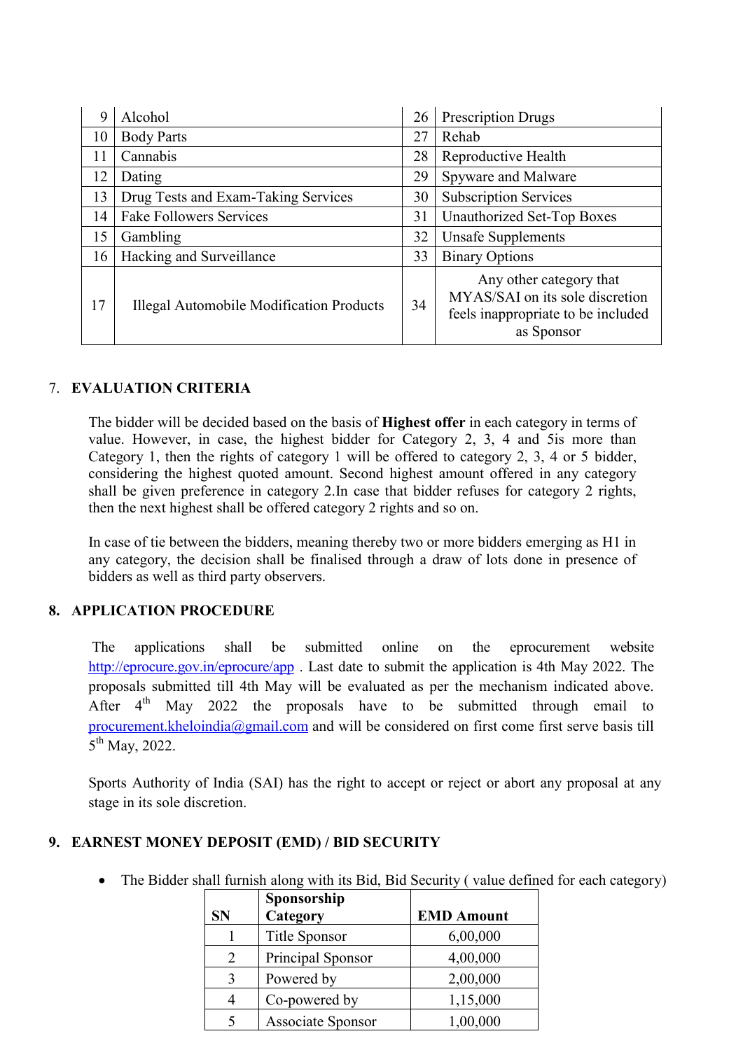| | | | |
|---|---|---|---|
| 9 | Alcohol | 26 | Prescription Drugs |
| 10 | Body Parts | 27 | Rehab |
| 11 | Cannabis | 28 | Reproductive Health |
| 12 | Dating | 29 | Spyware and Malware |
| 13 | Drug Tests and Exam-Taking Services | 30 | Subscription Services |
| 14 | Fake Followers Services | 31 | Unauthorized Set-Top Boxes |
| 15 | Gambling | 32 | Unsafe Supplements |
| 16 | Hacking and Surveillance | 33 | Binary Options |
| 17 | Illegal Automobile Modification Products | 34 | Any other category that MYAS/SAI on its sole discretion feels inappropriate to be included as Sponsor |

## 7. EVALUATION CRITERIA

The bidder will be decided based on the basis of **Highest offer** in each category in terms of value. However, in case, the highest bidder for Category 2, 3, 4 and 5is more than Category 1, then the rights of category 1 will be offered to category 2, 3, 4 or 5 bidder, considering the highest quoted amount. Second highest amount offered in any category shall be given preference in category 2.In case that bidder refuses for category 2 rights, then the next highest shall be offered category 2 rights and so on.

In case of tie between the bidders, meaning thereby two or more bidders emerging as H1 in any category, the decision shall be finalised through a draw of lots done in presence of bidders as well as third party observers.

## 8. APPLICATION PROCEDURE

The applications shall be submitted online on the eprocurement website http://eprocure.gov.in/eprocure/app . Last date to submit the application is 4th May 2022. The proposals submitted till 4th May will be evaluated as per the mechanism indicated above. After 4th May 2022 the proposals have to be submitted through email to procurement.kheloindia@gmail.com and will be considered on first come first serve basis till 5th May, 2022.

Sports Authority of India (SAI) has the right to accept or reject or abort any proposal at any stage in its sole discretion.

## 9. EARNEST MONEY DEPOSIT (EMD) / BID SECURITY

- The Bidder shall furnish along with its Bid, Bid Security ( value defined for each category)

| SN | Sponsorship Category | EMD Amount |
|---|---|---|
| 1 | Title Sponsor | 6,00,000 |
| 2 | Principal Sponsor | 4,00,000 |
| 3 | Powered by | 2,00,000 |
| 4 | Co-powered by | 1,15,000 |
| 5 | Associate Sponsor | 1,00,000 |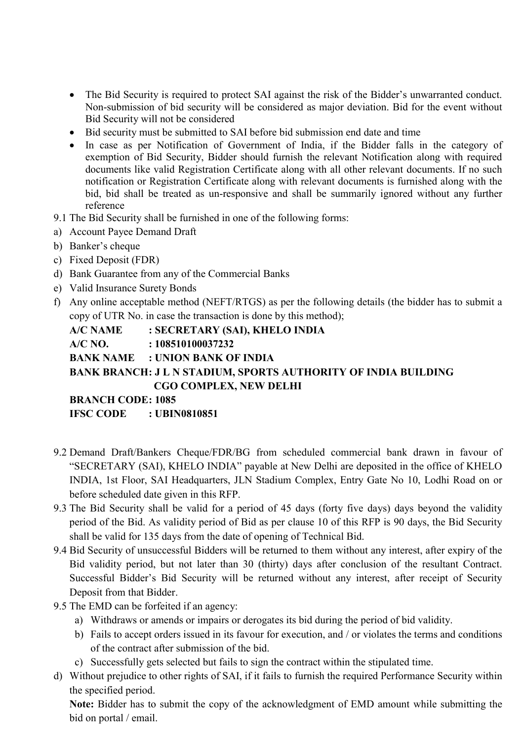- The Bid Security is required to protect SAI against the risk of the Bidder's unwarranted conduct. Non-submission of bid security will be considered as major deviation. Bid for the event without Bid Security will not be considered
- Bid security must be submitted to SAI before bid submission end date and time
- In case as per Notification of Government of India, if the Bidder falls in the category of exemption of Bid Security, Bidder should furnish the relevant Notification along with required documents like valid Registration Certificate along with all other relevant documents. If no such notification or Registration Certificate along with relevant documents is furnished along with the bid, bid shall be treated as un-responsive and shall be summarily ignored without any further reference

9.1 The Bid Security shall be furnished in one of the following forms:

a) Account Payee Demand Draft
b) Banker's cheque
c) Fixed Deposit (FDR)
d) Bank Guarantee from any of the Commercial Banks
e) Valid Insurance Surety Bonds
f) Any online acceptable method (NEFT/RTGS) as per the following details (the bidder has to submit a copy of UTR No. in case the transaction is done by this method);

**A/C NAME : SECRETARY (SAI), KHELO INDIA**
**A/C NO. : 108510100037232**
**BANK NAME : UNION BANK OF INDIA**
**BANK BRANCH: J L N STADIUM, SPORTS AUTHORITY OF INDIA BUILDING CGO COMPLEX, NEW DELHI**
**BRANCH CODE: 1085**
**IFSC CODE : UBIN0810851**

9.2 Demand Draft/Bankers Cheque/FDR/BG from scheduled commercial bank drawn in favour of "SECRETARY (SAI), KHELO INDIA" payable at New Delhi are deposited in the office of KHELO INDIA, 1st Floor, SAI Headquarters, JLN Stadium Complex, Entry Gate No 10, Lodhi Road on or before scheduled date given in this RFP.

9.3 The Bid Security shall be valid for a period of 45 days (forty five days) days beyond the validity period of the Bid. As validity period of Bid as per clause 10 of this RFP is 90 days, the Bid Security shall be valid for 135 days from the date of opening of Technical Bid.

9.4 Bid Security of unsuccessful Bidders will be returned to them without any interest, after expiry of the Bid validity period, but not later than 30 (thirty) days after conclusion of the resultant Contract. Successful Bidder's Bid Security will be returned without any interest, after receipt of Security Deposit from that Bidder.

9.5 The EMD can be forfeited if an agency:

a) Withdraws or amends or impairs or derogates its bid during the period of bid validity.
b) Fails to accept orders issued in its favour for execution, and / or violates the terms and conditions of the contract after submission of the bid.
c) Successfully gets selected but fails to sign the contract within the stipulated time.

d) Without prejudice to other rights of SAI, if it fails to furnish the required Performance Security within the specified period.

**Note:** Bidder has to submit the copy of the acknowledgment of EMD amount while submitting the bid on portal / email.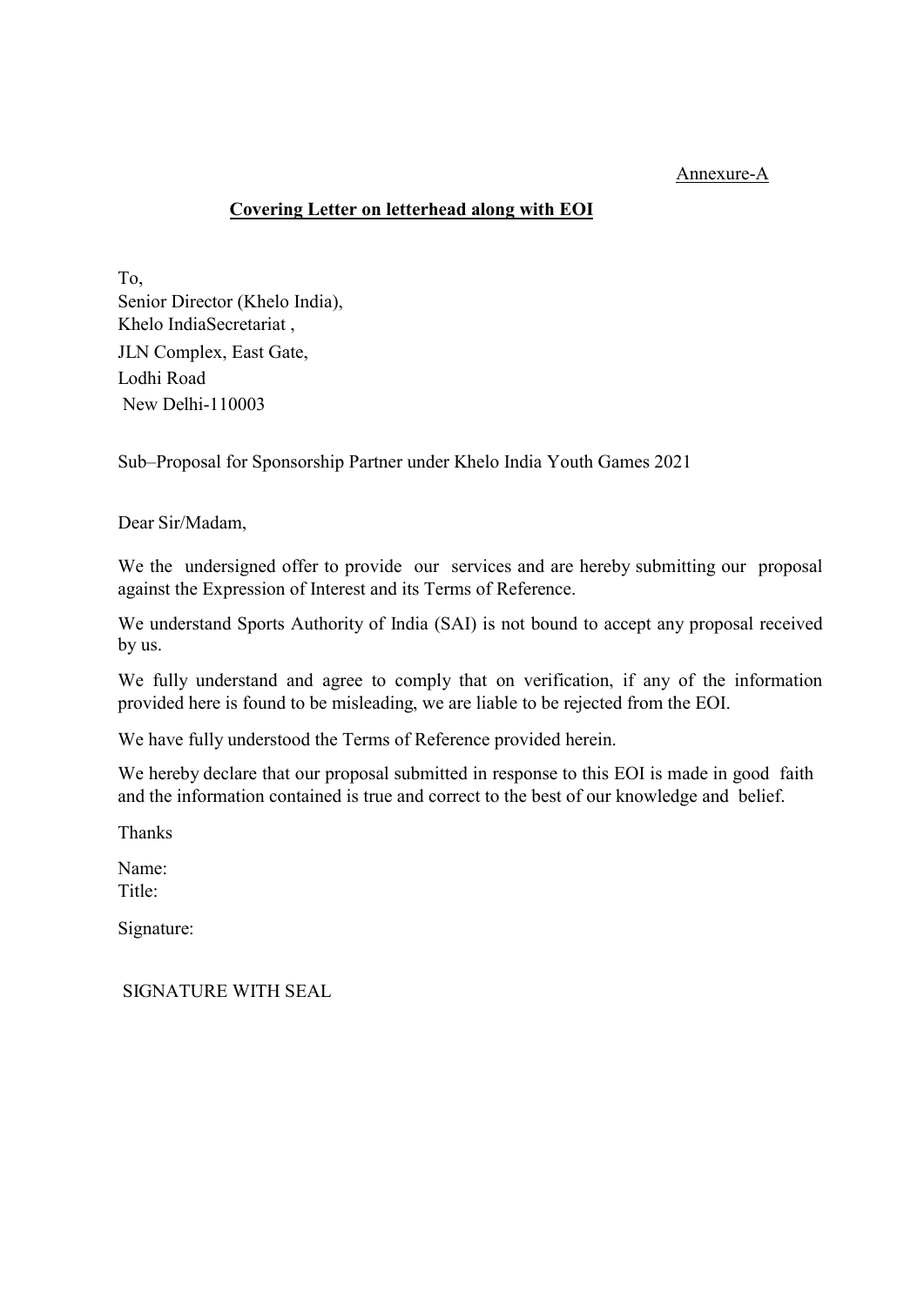Annexure-A

**Covering Letter on letterhead along with EOI**

To,
Senior Director (Khelo India),
Khelo IndiaSecretariat ,
JLN Complex, East Gate,
Lodhi Road
New Delhi-110003

Sub–Proposal for Sponsorship Partner under Khelo India Youth Games 2021

Dear Sir/Madam,

We the undersigned offer to provide our services and are hereby submitting our proposal against the Expression of Interest and its Terms of Reference.

We understand Sports Authority of India (SAI) is not bound to accept any proposal received by us.

We fully understand and agree to comply that on verification, if any of the information provided here is found to be misleading, we are liable to be rejected from the EOI.

We have fully understood the Terms of Reference provided herein.

We hereby declare that our proposal submitted in response to this EOI is made in good faith and the information contained is true and correct to the best of our knowledge and belief.

Thanks

Name:
Title:

Signature:

SIGNATURE WITH SEAL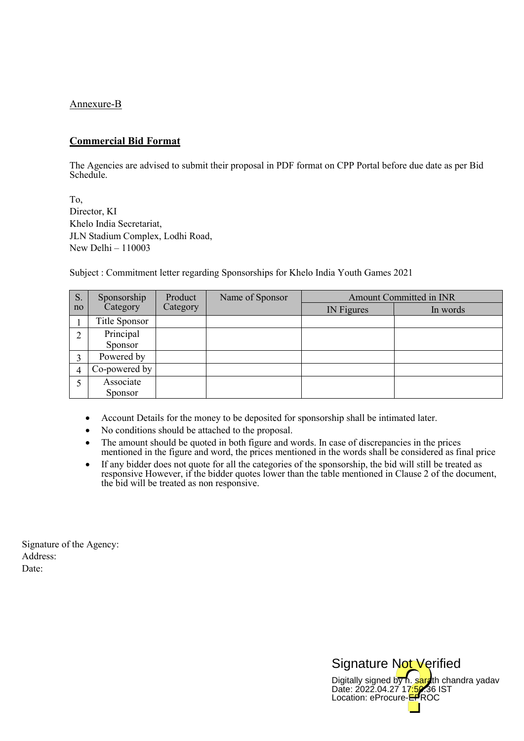Annexure-B

**Commercial Bid Format**

The Agencies are advised to submit their proposal in PDF format on CPP Portal before due date as per Bid Schedule.

To,
Director, KI
Khelo India Secretariat,
JLN Stadium Complex, Lodhi Road,
New Delhi – 110003

Subject : Commitment letter regarding Sponsorships for Khelo India Youth Games 2021

| S. no | Sponsorship Category | Product Category | Name of Sponsor | Amount Committed in INR | |
|---|---|---|---|---|---|
| | | | | IN Figures | In words |
| 1 | Title Sponsor | | | | |
| 2 | Principal Sponsor | | | | |
| 3 | Powered by | | | | |
| 4 | Co-powered by | | | | |
| 5 | Associate Sponsor | | | | |

- Account Details for the money to be deposited for sponsorship shall be intimated later.
- No conditions should be attached to the proposal.
- The amount should be quoted in both figure and words. In case of discrepancies in the prices mentioned in the figure and word, the prices mentioned in the words shall be considered as final price
- If any bidder does not quote for all the categories of the sponsorship, the bid will still be treated as responsive However, if the bidder quotes lower than the table mentioned in Clause 2 of the document, the bid will be treated as non responsive.

Signature of the Agency:
Address:
Date:

Signature Not Verified
Digitally signed by n. sarath chandra yadav
Date: 2022.04.27 17:50:36 IST
Location: eProcure-EPROC